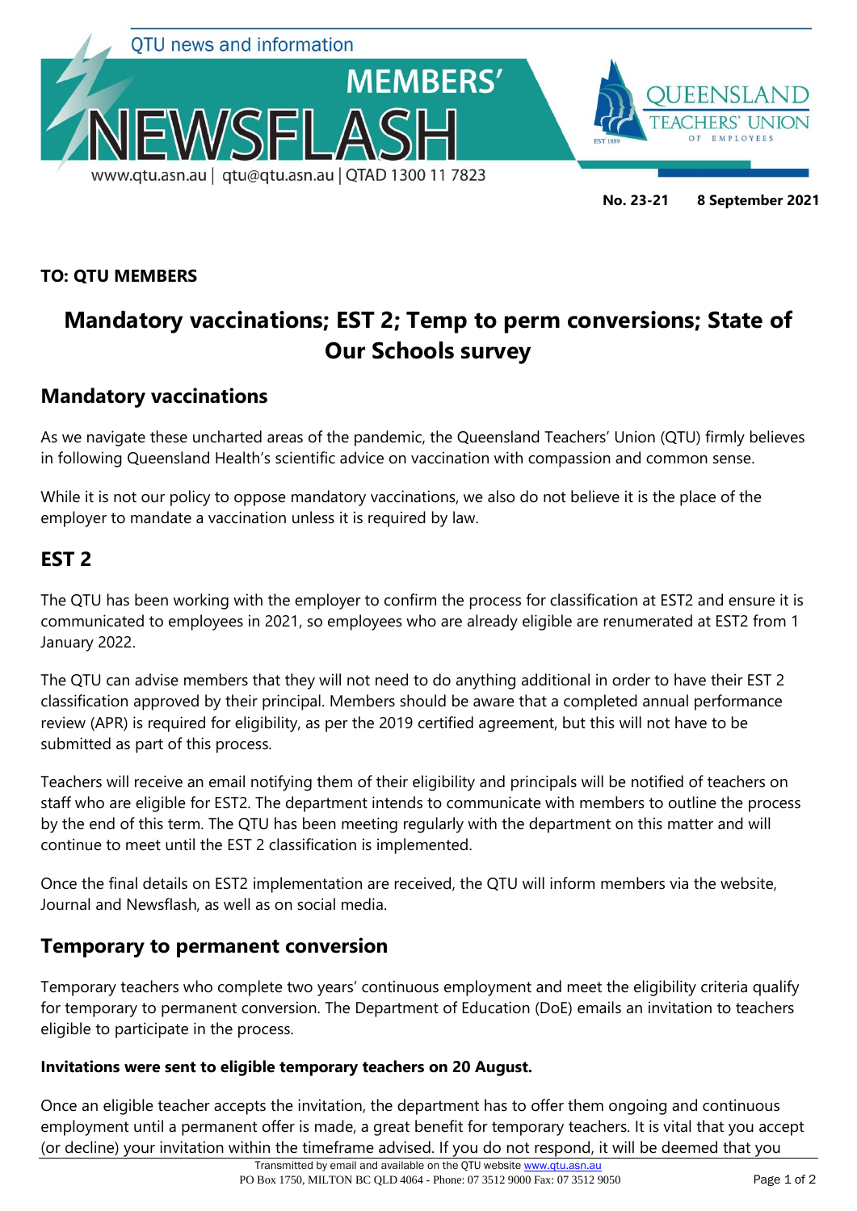QTU news and information

# MEMBERS' NEWSFLASH

www.qtu.asn.au | qtu@qtu.asn.au | QTAD 1300 11 7823

QUEENSLAND TEACHERS' UNION OF EMPLOYEES

**No. 23-21** **8 September 2021**

**TO: QTU MEMBERS**

# Mandatory vaccinations; EST 2; Temp to perm conversions; State of Our Schools survey

## Mandatory vaccinations

As we navigate these uncharted areas of the pandemic, the Queensland Teachers' Union (QTU) firmly believes in following Queensland Health's scientific advice on vaccination with compassion and common sense.

While it is not our policy to oppose mandatory vaccinations, we also do not believe it is the place of the employer to mandate a vaccination unless it is required by law.

## EST 2

The QTU has been working with the employer to confirm the process for classification at EST2 and ensure it is communicated to employees in 2021, so employees who are already eligible are renumerated at EST2 from 1 January 2022.

The QTU can advise members that they will not need to do anything additional in order to have their EST 2 classification approved by their principal. Members should be aware that a completed annual performance review (APR) is required for eligibility, as per the 2019 certified agreement, but this will not have to be submitted as part of this process.

Teachers will receive an email notifying them of their eligibility and principals will be notified of teachers on staff who are eligible for EST2. The department intends to communicate with members to outline the process by the end of this term. The QTU has been meeting regularly with the department on this matter and will continue to meet until the EST 2 classification is implemented.

Once the final details on EST2 implementation are received, the QTU will inform members via the website, Journal and Newsflash, as well as on social media.

## Temporary to permanent conversion

Temporary teachers who complete two years' continuous employment and meet the eligibility criteria qualify for temporary to permanent conversion. The Department of Education (DoE) emails an invitation to teachers eligible to participate in the process.

**Invitations were sent to eligible temporary teachers on 20 August.**

Once an eligible teacher accepts the invitation, the department has to offer them ongoing and continuous employment until a permanent offer is made, a great benefit for temporary teachers. It is vital that you accept (or decline) your invitation within the timeframe advised. If you do not respond, it will be deemed that you

Transmitted by email and available on the QTU website www.qtu.asn.au

PO Box 1750, MILTON BC QLD 4064 - Phone: 07 3512 9000 Fax: 07 3512 9050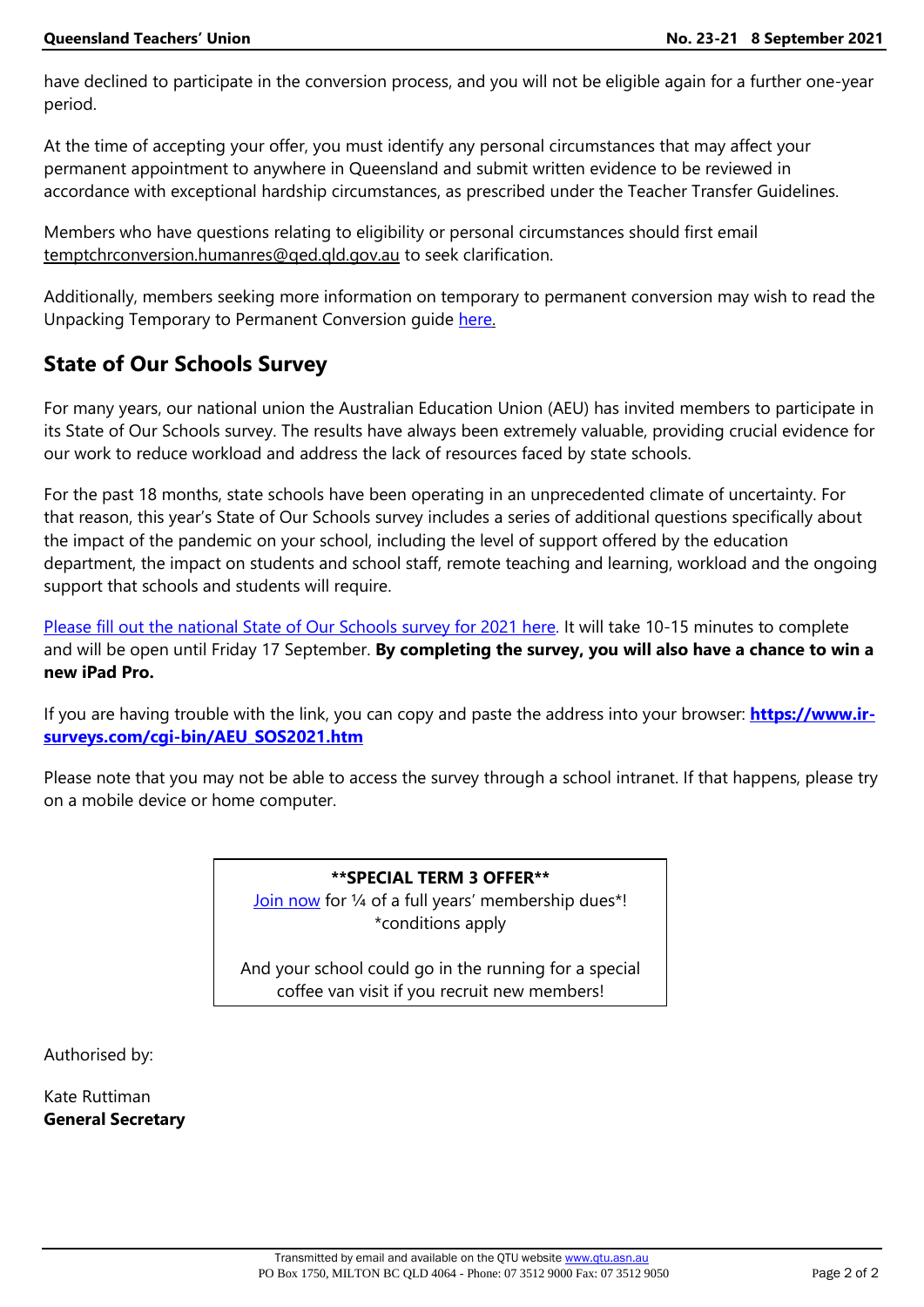have declined to participate in the conversion process, and you will not be eligible again for a further one-year period.

At the time of accepting your offer, you must identify any personal circumstances that may affect your permanent appointment to anywhere in Queensland and submit written evidence to be reviewed in accordance with exceptional hardship circumstances, as prescribed under the Teacher Transfer Guidelines.

Members who have questions relating to eligibility or personal circumstances should first email temptchrconversion.humanres@qed.qld.gov.au to seek clarification.

Additionally, members seeking more information on temporary to permanent conversion may wish to read the Unpacking Temporary to Permanent Conversion guide here.

## State of Our Schools Survey

For many years, our national union the Australian Education Union (AEU) has invited members to participate in its State of Our Schools survey. The results have always been extremely valuable, providing crucial evidence for our work to reduce workload and address the lack of resources faced by state schools.

For the past 18 months, state schools have been operating in an unprecedented climate of uncertainty. For that reason, this year's State of Our Schools survey includes a series of additional questions specifically about the impact of the pandemic on your school, including the level of support offered by the education department, the impact on students and school staff, remote teaching and learning, workload and the ongoing support that schools and students will require.

Please fill out the national State of Our Schools survey for 2021 here. It will take 10-15 minutes to complete and will be open until Friday 17 September. **By completing the survey, you will also have a chance to win a new iPad Pro.**

If you are having trouble with the link, you can copy and paste the address into your browser: **https://www.ir-surveys.com/cgi-bin/AEU_SOS2021.htm**

Please note that you may not be able to access the survey through a school intranet. If that happens, please try on a mobile device or home computer.

**\*\*SPECIAL TERM 3 OFFER\*\***

Join now for ¼ of a full years' membership dues*!
*conditions apply

And your school could go in the running for a special coffee van visit if you recruit new members!

Authorised by:

Kate Ruttiman
**General Secretary**